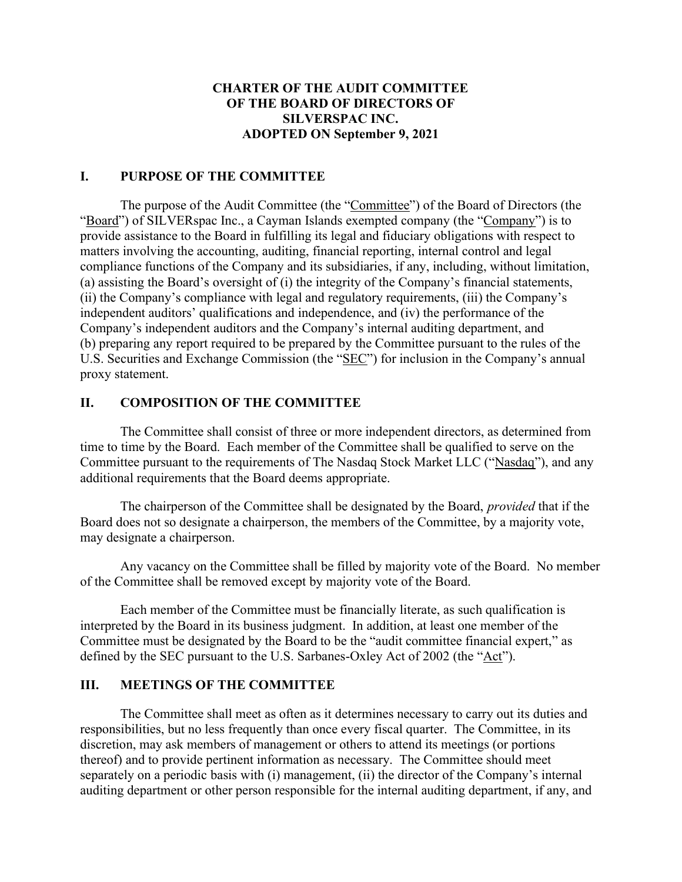# CHARTER OF THE AUDIT COMMITTEE OF THE BOARD OF DIRECTORS OF SILVERSPAC INC. ADOPTED ON September 9, 2021

## I. PURPOSE OF THE COMMITTEE

The purpose of the Audit Committee (the "Committee") of the Board of Directors (the "Board") of SILVERspac Inc., a Cayman Islands exempted company (the "Company") is to provide assistance to the Board in fulfilling its legal and fiduciary obligations with respect to matters involving the accounting, auditing, financial reporting, internal control and legal compliance functions of the Company and its subsidiaries, if any, including, without limitation, (a) assisting the Board's oversight of (i) the integrity of the Company's financial statements, (ii) the Company's compliance with legal and regulatory requirements, (iii) the Company's independent auditors' qualifications and independence, and (iv) the performance of the Company's independent auditors and the Company's internal auditing department, and (b) preparing any report required to be prepared by the Committee pursuant to the rules of the U.S. Securities and Exchange Commission (the "SEC") for inclusion in the Company's annual proxy statement.

## II. COMPOSITION OF THE COMMITTEE

The Committee shall consist of three or more independent directors, as determined from time to time by the Board. Each member of the Committee shall be qualified to serve on the Committee pursuant to the requirements of The Nasdaq Stock Market LLC ("Nasdaq"), and any additional requirements that the Board deems appropriate.

The chairperson of the Committee shall be designated by the Board, *provided* that if the Board does not so designate a chairperson, the members of the Committee, by a majority vote, may designate a chairperson.

Any vacancy on the Committee shall be filled by majority vote of the Board. No member of the Committee shall be removed except by majority vote of the Board.

Each member of the Committee must be financially literate, as such qualification is interpreted by the Board in its business judgment. In addition, at least one member of the Committee must be designated by the Board to be the "audit committee financial expert," as defined by the SEC pursuant to the U.S. Sarbanes-Oxley Act of 2002 (the "Act").

## III. MEETINGS OF THE COMMITTEE

The Committee shall meet as often as it determines necessary to carry out its duties and responsibilities, but no less frequently than once every fiscal quarter. The Committee, in its discretion, may ask members of management or others to attend its meetings (or portions thereof) and to provide pertinent information as necessary. The Committee should meet separately on a periodic basis with (i) management, (ii) the director of the Company's internal auditing department or other person responsible for the internal auditing department, if any, and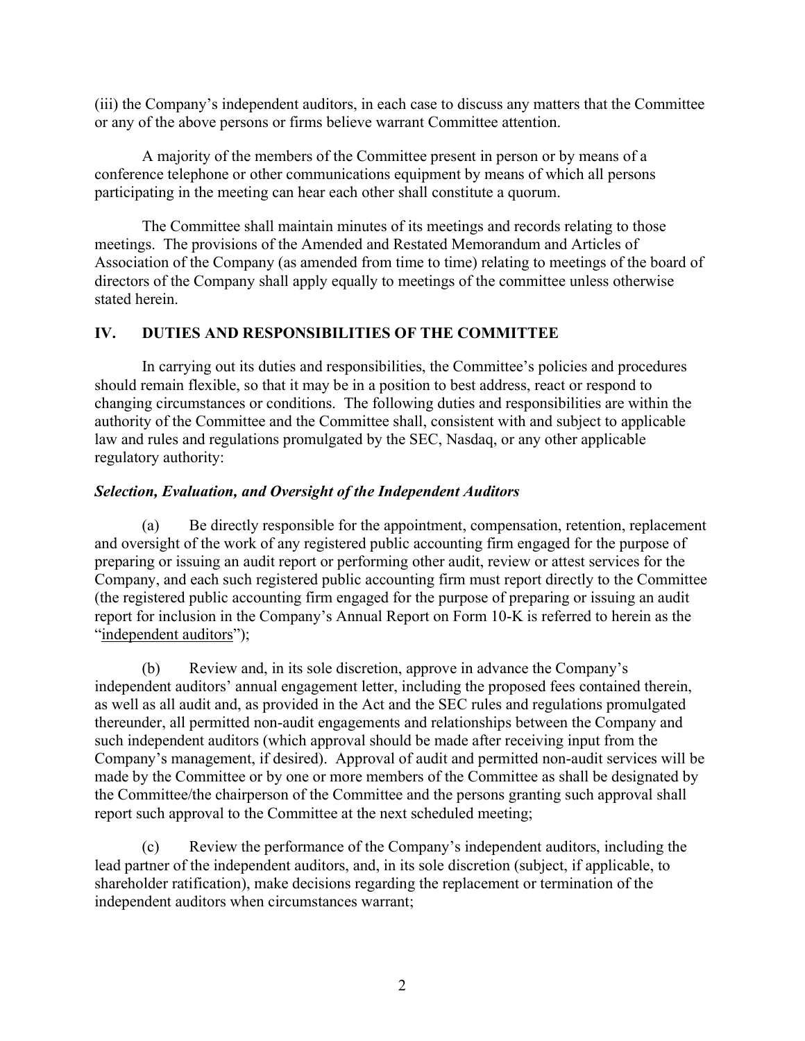(iii) the Company's independent auditors, in each case to discuss any matters that the Committee or any of the above persons or firms believe warrant Committee attention.

A majority of the members of the Committee present in person or by means of a conference telephone or other communications equipment by means of which all persons participating in the meeting can hear each other shall constitute a quorum.

The Committee shall maintain minutes of its meetings and records relating to those meetings. The provisions of the Amended and Restated Memorandum and Articles of Association of the Company (as amended from time to time) relating to meetings of the board of directors of the Company shall apply equally to meetings of the committee unless otherwise stated herein.

## IV. DUTIES AND RESPONSIBILITIES OF THE COMMITTEE

In carrying out its duties and responsibilities, the Committee's policies and procedures should remain flexible, so that it may be in a position to best address, react or respond to changing circumstances or conditions. The following duties and responsibilities are within the authority of the Committee and the Committee shall, consistent with and subject to applicable law and rules and regulations promulgated by the SEC, Nasdaq, or any other applicable regulatory authority:

### *Selection, Evaluation, and Oversight of the Independent Auditors*

(a) Be directly responsible for the appointment, compensation, retention, replacement and oversight of the work of any registered public accounting firm engaged for the purpose of preparing or issuing an audit report or performing other audit, review or attest services for the Company, and each such registered public accounting firm must report directly to the Committee (the registered public accounting firm engaged for the purpose of preparing or issuing an audit report for inclusion in the Company's Annual Report on Form 10-K is referred to herein as the "independent auditors");

(b) Review and, in its sole discretion, approve in advance the Company's independent auditors' annual engagement letter, including the proposed fees contained therein, as well as all audit and, as provided in the Act and the SEC rules and regulations promulgated thereunder, all permitted non-audit engagements and relationships between the Company and such independent auditors (which approval should be made after receiving input from the Company's management, if desired). Approval of audit and permitted non-audit services will be made by the Committee or by one or more members of the Committee as shall be designated by the Committee/the chairperson of the Committee and the persons granting such approval shall report such approval to the Committee at the next scheduled meeting;

(c) Review the performance of the Company's independent auditors, including the lead partner of the independent auditors, and, in its sole discretion (subject, if applicable, to shareholder ratification), make decisions regarding the replacement or termination of the independent auditors when circumstances warrant;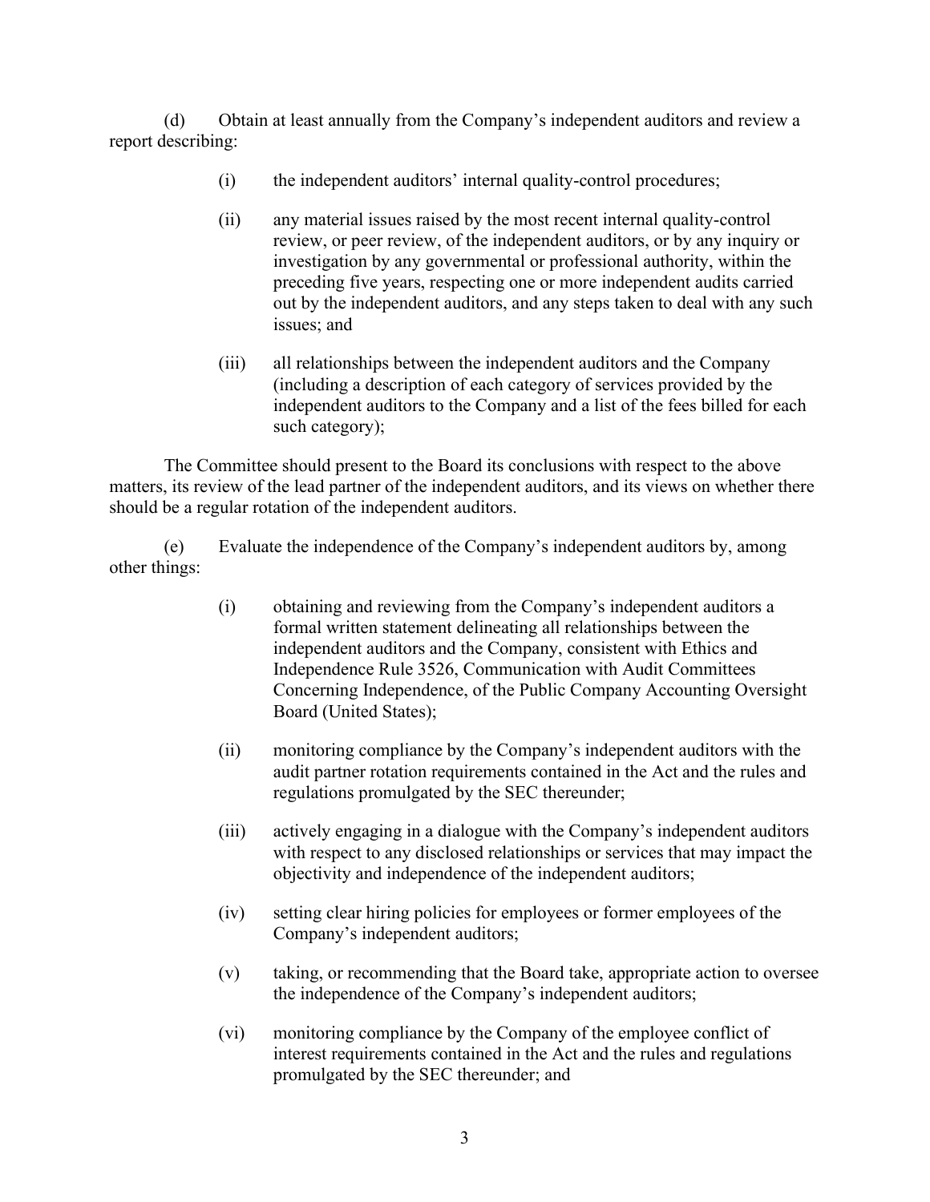(d) Obtain at least annually from the Company's independent auditors and review a report describing:

> (i) the independent auditors' internal quality-control procedures;
>
> (ii) any material issues raised by the most recent internal quality-control review, or peer review, of the independent auditors, or by any inquiry or investigation by any governmental or professional authority, within the preceding five years, respecting one or more independent audits carried out by the independent auditors, and any steps taken to deal with any such issues; and
>
> (iii) all relationships between the independent auditors and the Company (including a description of each category of services provided by the independent auditors to the Company and a list of the fees billed for each such category);

The Committee should present to the Board its conclusions with respect to the above matters, its review of the lead partner of the independent auditors, and its views on whether there should be a regular rotation of the independent auditors.

(e) Evaluate the independence of the Company's independent auditors by, among other things:

> (i) obtaining and reviewing from the Company's independent auditors a formal written statement delineating all relationships between the independent auditors and the Company, consistent with Ethics and Independence Rule 3526, Communication with Audit Committees Concerning Independence, of the Public Company Accounting Oversight Board (United States);
>
> (ii) monitoring compliance by the Company's independent auditors with the audit partner rotation requirements contained in the Act and the rules and regulations promulgated by the SEC thereunder;
>
> (iii) actively engaging in a dialogue with the Company's independent auditors with respect to any disclosed relationships or services that may impact the objectivity and independence of the independent auditors;
>
> (iv) setting clear hiring policies for employees or former employees of the Company's independent auditors;
>
> (v) taking, or recommending that the Board take, appropriate action to oversee the independence of the Company's independent auditors;
>
> (vi) monitoring compliance by the Company of the employee conflict of interest requirements contained in the Act and the rules and regulations promulgated by the SEC thereunder; and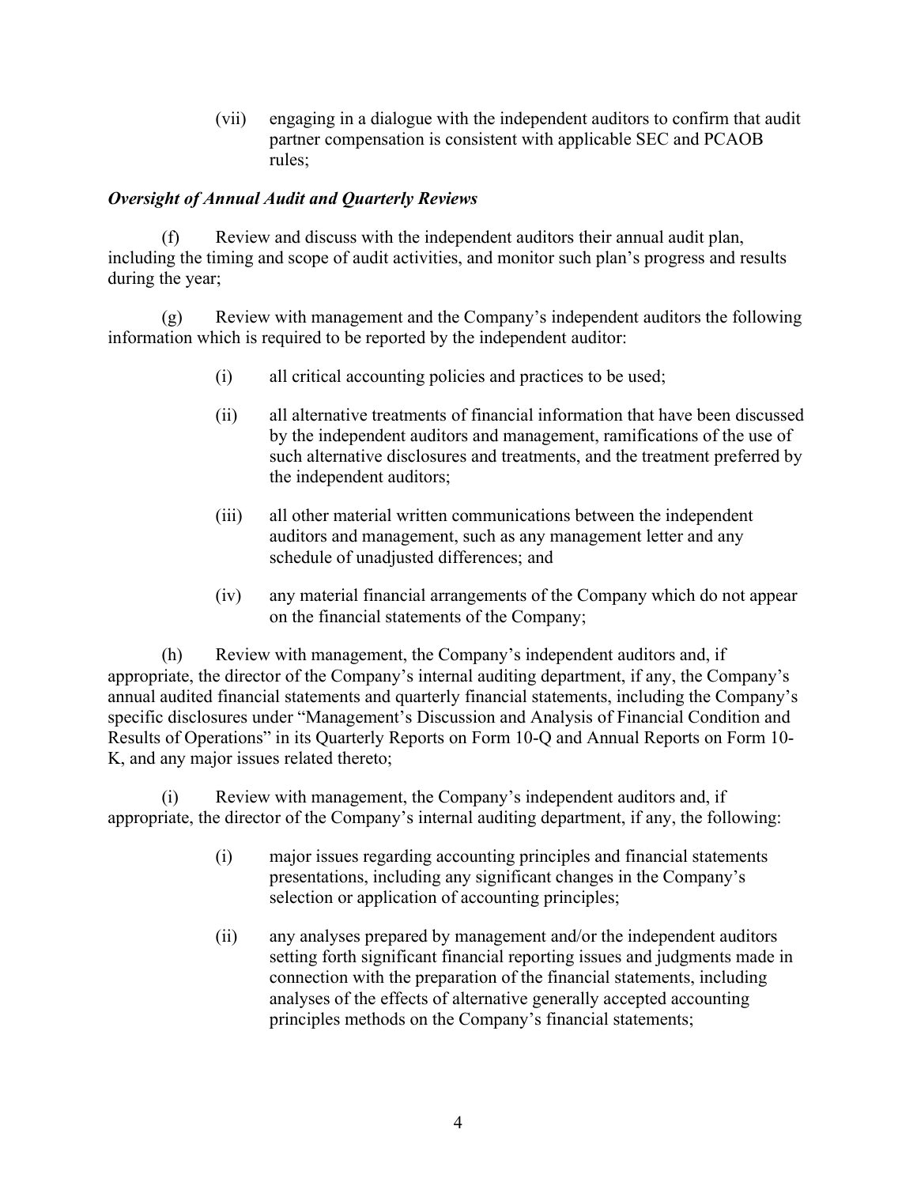(vii) engaging in a dialogue with the independent auditors to confirm that audit partner compensation is consistent with applicable SEC and PCAOB rules;

***Oversight of Annual Audit and Quarterly Reviews***

(f) Review and discuss with the independent auditors their annual audit plan, including the timing and scope of audit activities, and monitor such plan's progress and results during the year;

(g) Review with management and the Company's independent auditors the following information which is required to be reported by the independent auditor:

(i) all critical accounting policies and practices to be used;

(ii) all alternative treatments of financial information that have been discussed by the independent auditors and management, ramifications of the use of such alternative disclosures and treatments, and the treatment preferred by the independent auditors;

(iii) all other material written communications between the independent auditors and management, such as any management letter and any schedule of unadjusted differences; and

(iv) any material financial arrangements of the Company which do not appear on the financial statements of the Company;

(h) Review with management, the Company's independent auditors and, if appropriate, the director of the Company's internal auditing department, if any, the Company's annual audited financial statements and quarterly financial statements, including the Company's specific disclosures under "Management's Discussion and Analysis of Financial Condition and Results of Operations" in its Quarterly Reports on Form 10-Q and Annual Reports on Form 10-K, and any major issues related thereto;

(i) Review with management, the Company's independent auditors and, if appropriate, the director of the Company's internal auditing department, if any, the following:

(i) major issues regarding accounting principles and financial statements presentations, including any significant changes in the Company's selection or application of accounting principles;

(ii) any analyses prepared by management and/or the independent auditors setting forth significant financial reporting issues and judgments made in connection with the preparation of the financial statements, including analyses of the effects of alternative generally accepted accounting principles methods on the Company's financial statements;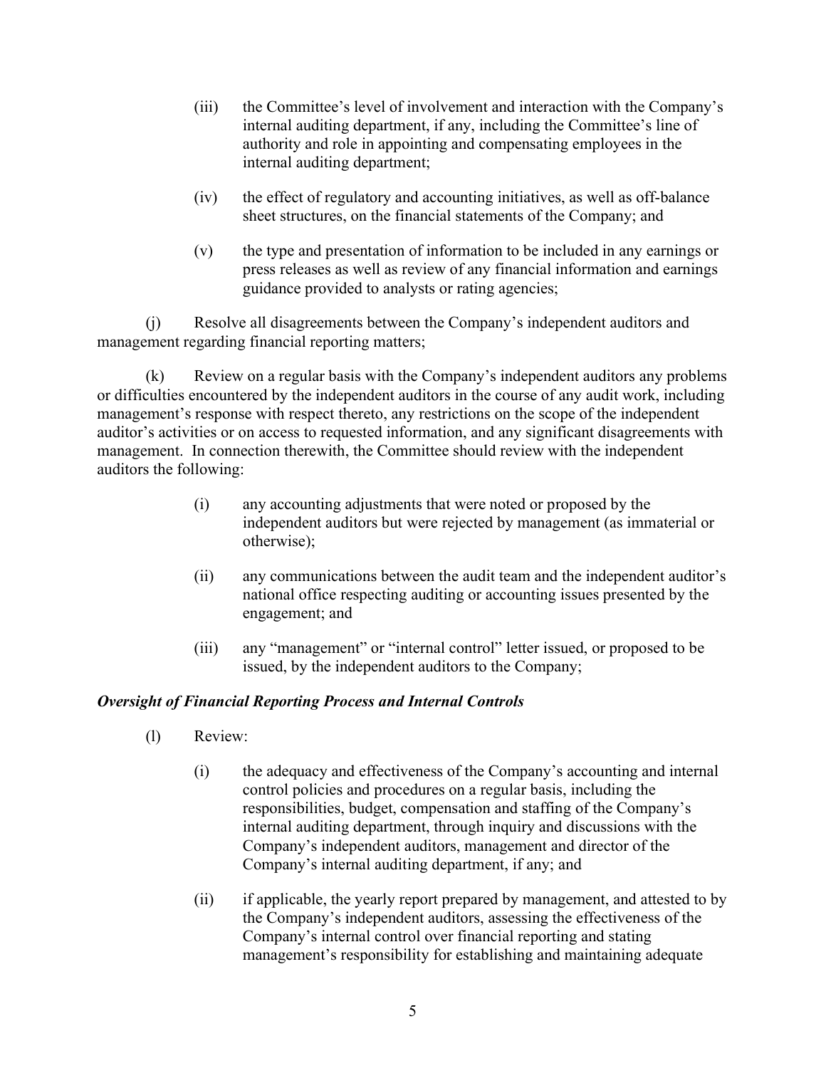(iii) the Committee's level of involvement and interaction with the Company's internal auditing department, if any, including the Committee's line of authority and role in appointing and compensating employees in the internal auditing department;

(iv) the effect of regulatory and accounting initiatives, as well as off-balance sheet structures, on the financial statements of the Company; and

(v) the type and presentation of information to be included in any earnings or press releases as well as review of any financial information and earnings guidance provided to analysts or rating agencies;

(j) Resolve all disagreements between the Company's independent auditors and management regarding financial reporting matters;

(k) Review on a regular basis with the Company's independent auditors any problems or difficulties encountered by the independent auditors in the course of any audit work, including management's response with respect thereto, any restrictions on the scope of the independent auditor's activities or on access to requested information, and any significant disagreements with management. In connection therewith, the Committee should review with the independent auditors the following:

(i) any accounting adjustments that were noted or proposed by the independent auditors but were rejected by management (as immaterial or otherwise);

(ii) any communications between the audit team and the independent auditor's national office respecting auditing or accounting issues presented by the engagement; and

(iii) any "management" or "internal control" letter issued, or proposed to be issued, by the independent auditors to the Company;

***Oversight of Financial Reporting Process and Internal Controls***

(l) Review:

(i) the adequacy and effectiveness of the Company's accounting and internal control policies and procedures on a regular basis, including the responsibilities, budget, compensation and staffing of the Company's internal auditing department, through inquiry and discussions with the Company's independent auditors, management and director of the Company's internal auditing department, if any; and

(ii) if applicable, the yearly report prepared by management, and attested to by the Company's independent auditors, assessing the effectiveness of the Company's internal control over financial reporting and stating management's responsibility for establishing and maintaining adequate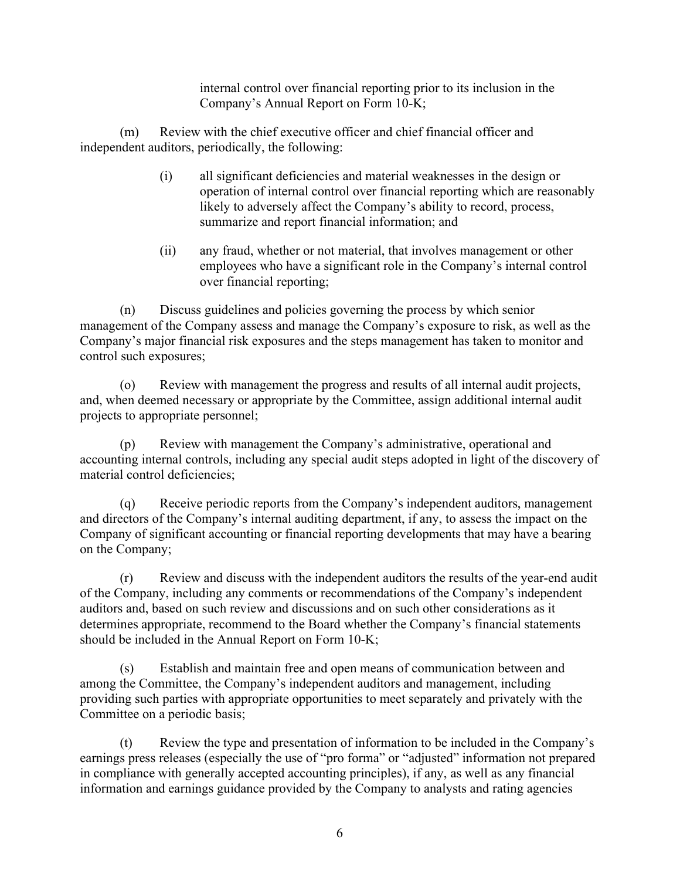internal control over financial reporting prior to its inclusion in the Company's Annual Report on Form 10-K;

(m) Review with the chief executive officer and chief financial officer and independent auditors, periodically, the following:

> (i) all significant deficiencies and material weaknesses in the design or operation of internal control over financial reporting which are reasonably likely to adversely affect the Company's ability to record, process, summarize and report financial information; and
>
> (ii) any fraud, whether or not material, that involves management or other employees who have a significant role in the Company's internal control over financial reporting;

(n) Discuss guidelines and policies governing the process by which senior management of the Company assess and manage the Company's exposure to risk, as well as the Company's major financial risk exposures and the steps management has taken to monitor and control such exposures;

(o) Review with management the progress and results of all internal audit projects, and, when deemed necessary or appropriate by the Committee, assign additional internal audit projects to appropriate personnel;

(p) Review with management the Company's administrative, operational and accounting internal controls, including any special audit steps adopted in light of the discovery of material control deficiencies;

(q) Receive periodic reports from the Company's independent auditors, management and directors of the Company's internal auditing department, if any, to assess the impact on the Company of significant accounting or financial reporting developments that may have a bearing on the Company;

(r) Review and discuss with the independent auditors the results of the year-end audit of the Company, including any comments or recommendations of the Company's independent auditors and, based on such review and discussions and on such other considerations as it determines appropriate, recommend to the Board whether the Company's financial statements should be included in the Annual Report on Form 10-K;

(s) Establish and maintain free and open means of communication between and among the Committee, the Company's independent auditors and management, including providing such parties with appropriate opportunities to meet separately and privately with the Committee on a periodic basis;

(t) Review the type and presentation of information to be included in the Company's earnings press releases (especially the use of "pro forma" or "adjusted" information not prepared in compliance with generally accepted accounting principles), if any, as well as any financial information and earnings guidance provided by the Company to analysts and rating agencies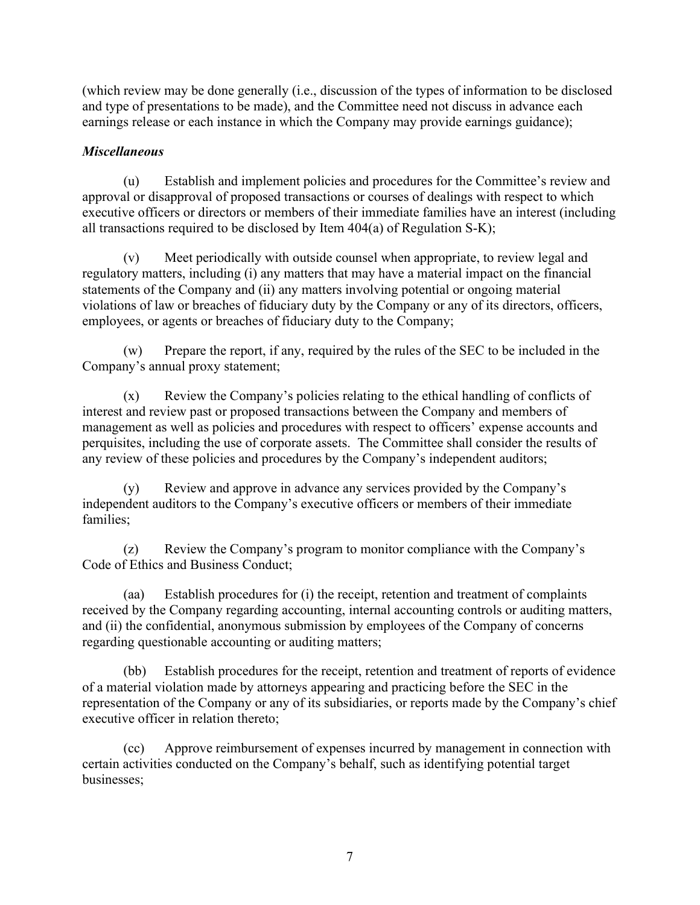(which review may be done generally (i.e., discussion of the types of information to be disclosed and type of presentations to be made), and the Committee need not discuss in advance each earnings release or each instance in which the Company may provide earnings guidance);

***Miscellaneous***

(u) Establish and implement policies and procedures for the Committee's review and approval or disapproval of proposed transactions or courses of dealings with respect to which executive officers or directors or members of their immediate families have an interest (including all transactions required to be disclosed by Item 404(a) of Regulation S-K);

(v) Meet periodically with outside counsel when appropriate, to review legal and regulatory matters, including (i) any matters that may have a material impact on the financial statements of the Company and (ii) any matters involving potential or ongoing material violations of law or breaches of fiduciary duty by the Company or any of its directors, officers, employees, or agents or breaches of fiduciary duty to the Company;

(w) Prepare the report, if any, required by the rules of the SEC to be included in the Company's annual proxy statement;

(x) Review the Company's policies relating to the ethical handling of conflicts of interest and review past or proposed transactions between the Company and members of management as well as policies and procedures with respect to officers' expense accounts and perquisites, including the use of corporate assets. The Committee shall consider the results of any review of these policies and procedures by the Company's independent auditors;

(y) Review and approve in advance any services provided by the Company's independent auditors to the Company's executive officers or members of their immediate families;

(z) Review the Company's program to monitor compliance with the Company's Code of Ethics and Business Conduct;

(aa) Establish procedures for (i) the receipt, retention and treatment of complaints received by the Company regarding accounting, internal accounting controls or auditing matters, and (ii) the confidential, anonymous submission by employees of the Company of concerns regarding questionable accounting or auditing matters;

(bb) Establish procedures for the receipt, retention and treatment of reports of evidence of a material violation made by attorneys appearing and practicing before the SEC in the representation of the Company or any of its subsidiaries, or reports made by the Company's chief executive officer in relation thereto;

(cc) Approve reimbursement of expenses incurred by management in connection with certain activities conducted on the Company's behalf, such as identifying potential target businesses;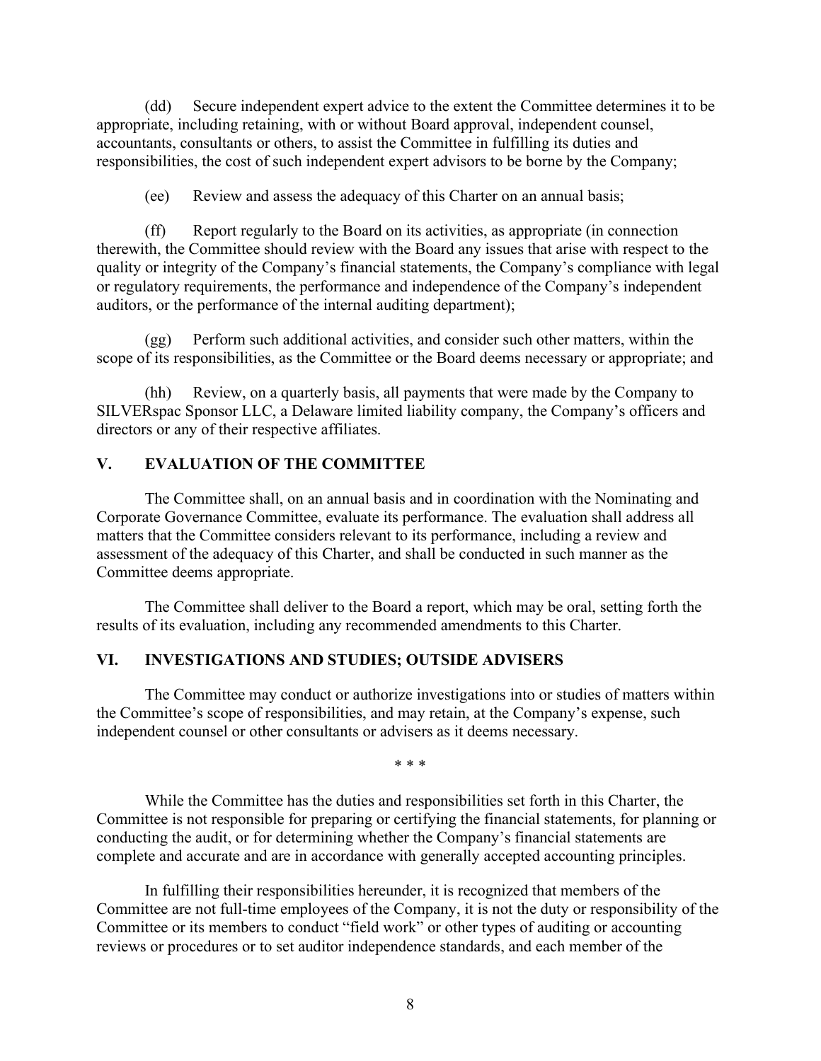(dd) Secure independent expert advice to the extent the Committee determines it to be appropriate, including retaining, with or without Board approval, independent counsel, accountants, consultants or others, to assist the Committee in fulfilling its duties and responsibilities, the cost of such independent expert advisors to be borne by the Company;

(ee) Review and assess the adequacy of this Charter on an annual basis;

(ff) Report regularly to the Board on its activities, as appropriate (in connection therewith, the Committee should review with the Board any issues that arise with respect to the quality or integrity of the Company's financial statements, the Company's compliance with legal or regulatory requirements, the performance and independence of the Company's independent auditors, or the performance of the internal auditing department);

(gg) Perform such additional activities, and consider such other matters, within the scope of its responsibilities, as the Committee or the Board deems necessary or appropriate; and

(hh) Review, on a quarterly basis, all payments that were made by the Company to SILVERspac Sponsor LLC, a Delaware limited liability company, the Company's officers and directors or any of their respective affiliates.

## V. EVALUATION OF THE COMMITTEE

The Committee shall, on an annual basis and in coordination with the Nominating and Corporate Governance Committee, evaluate its performance. The evaluation shall address all matters that the Committee considers relevant to its performance, including a review and assessment of the adequacy of this Charter, and shall be conducted in such manner as the Committee deems appropriate.

The Committee shall deliver to the Board a report, which may be oral, setting forth the results of its evaluation, including any recommended amendments to this Charter.

## VI. INVESTIGATIONS AND STUDIES; OUTSIDE ADVISERS

The Committee may conduct or authorize investigations into or studies of matters within the Committee's scope of responsibilities, and may retain, at the Company's expense, such independent counsel or other consultants or advisers as it deems necessary.

\* \* \*

While the Committee has the duties and responsibilities set forth in this Charter, the Committee is not responsible for preparing or certifying the financial statements, for planning or conducting the audit, or for determining whether the Company's financial statements are complete and accurate and are in accordance with generally accepted accounting principles.

In fulfilling their responsibilities hereunder, it is recognized that members of the Committee are not full-time employees of the Company, it is not the duty or responsibility of the Committee or its members to conduct "field work" or other types of auditing or accounting reviews or procedures or to set auditor independence standards, and each member of the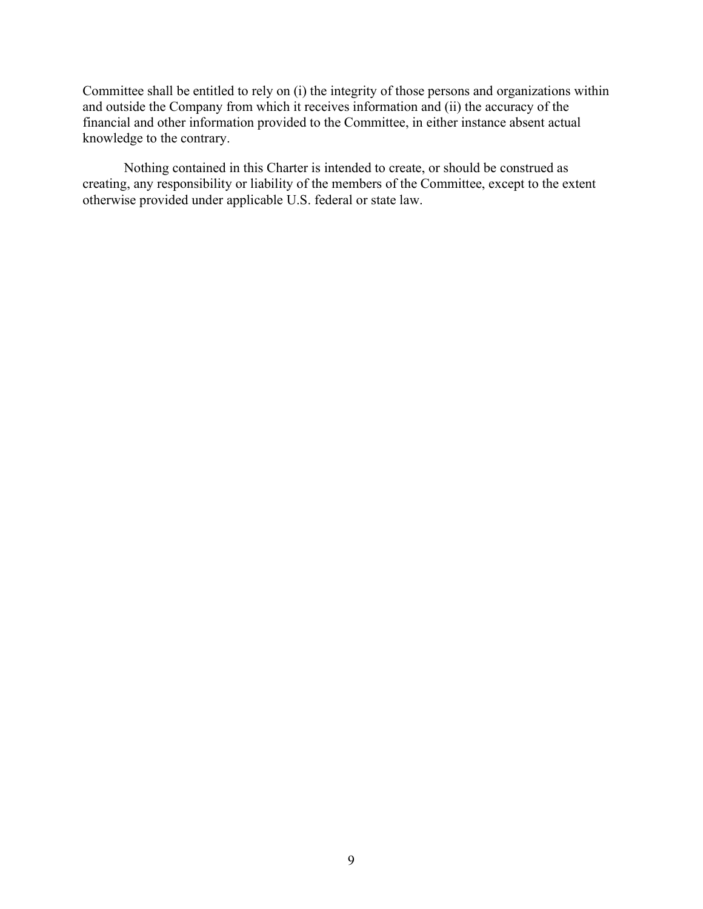Committee shall be entitled to rely on (i) the integrity of those persons and organizations within and outside the Company from which it receives information and (ii) the accuracy of the financial and other information provided to the Committee, in either instance absent actual knowledge to the contrary.

Nothing contained in this Charter is intended to create, or should be construed as creating, any responsibility or liability of the members of the Committee, except to the extent otherwise provided under applicable U.S. federal or state law.